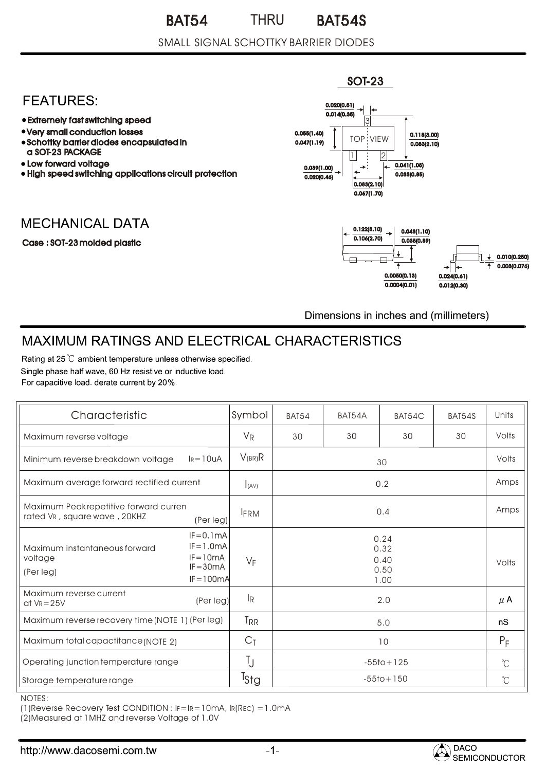# BAT54 THRU BAT54S

SMALL SIGNAL SCHOTTKY BARRIER DIODES

## FEATURES:

- Extremely fast switching speed
- Very small conduction losses
- Schottky barrier diodes encapsulated in a SOT-23 PACKAGE
- Low forward voltage
- High speed switching applications circuit protection

SOT-23

0.020(0.51) / 0.014(0.35)
0.055(1.40) / 0.047(1.19)
0.118(3.00) / 0.083(2.10)
0.039(1.00) / 0.020(0.45)
0.041(1.05) / 0.033(0.85)
0.083(2.10) / 0.067(1.70)
0.122(3.10) / 0.106(2.70)
0.043(1.10) / 0.035(0.89)
0.0050(0.13) / 0.0004(0.01)
0.024(0.61) / 0.012(0.30)
0.010(0.250) / 0.003(0.076)

## MECHANICAL DATA

**Case : SOT-23 molded plastic**

Dimensions in inches and (millimeters)

## MAXIMUM RATINGS AND ELECTRICAL CHARACTERISTICS

Rating at 25℃ ambient temperature unless otherwise specified.
Single phase half wave, 60 Hz resistive or inductive load.
For capacitive load. derate current by 20%.

| Characteristic | Symbol | BAT54 | BAT54A | BAT54C | BAT54S | Units |
|---|---|---|---|---|---|---|
| Maximum reverse voltage | $V_R$ | 30 | 30 | 30 | 30 | Volts |
| Minimum reverse breakdown voltage $I_R$=10uA | $V_{(BR)R}$ | 30 | | | | Volts |
| Maximum average forward rectified current | $I_{(AV)}$ | 0.2 | | | | Amps |
| Maximum Peak repetitive forward curren rated $V_R$, square wave, 20KHZ (Per leg) | $I_{FRM}$ | 0.4 | | | | Amps |
| Maximum instantaneous forward voltage (Per leg) IF=0.1mA / IF=1.0mA / IF=10mA / IF=30mA / IF=100mA | $V_F$ | 0.24 / 0.32 / 0.40 / 0.50 / 1.00 | | | | Volts |
| Maximum reverse current at $V_R$=25V (Per leg) | $I_R$ | 2.0 | | | | $\mu$A |
| Maximum reverse recovery time (NOTE 1) (Per leg) | $T_{RR}$ | 5.0 | | | | nS |
| Maximum total capactitance (NOTE 2) | $C_T$ | 10 | | | | $P_F$ |
| Operating junction temperature range | $T_J$ | -55to+125 | | | | ℃ |
| Storage temperature range | $T_{Stg}$ | -55to+150 | | | | ℃ |

NOTES:
(1)Reverse Recovery Test CONDITION : $I_F$=$I_R$=10mA, $I_{R(REC)}$ =1.0mA
(2)Measured at 1MHZ and reverse Voltage of 1.0V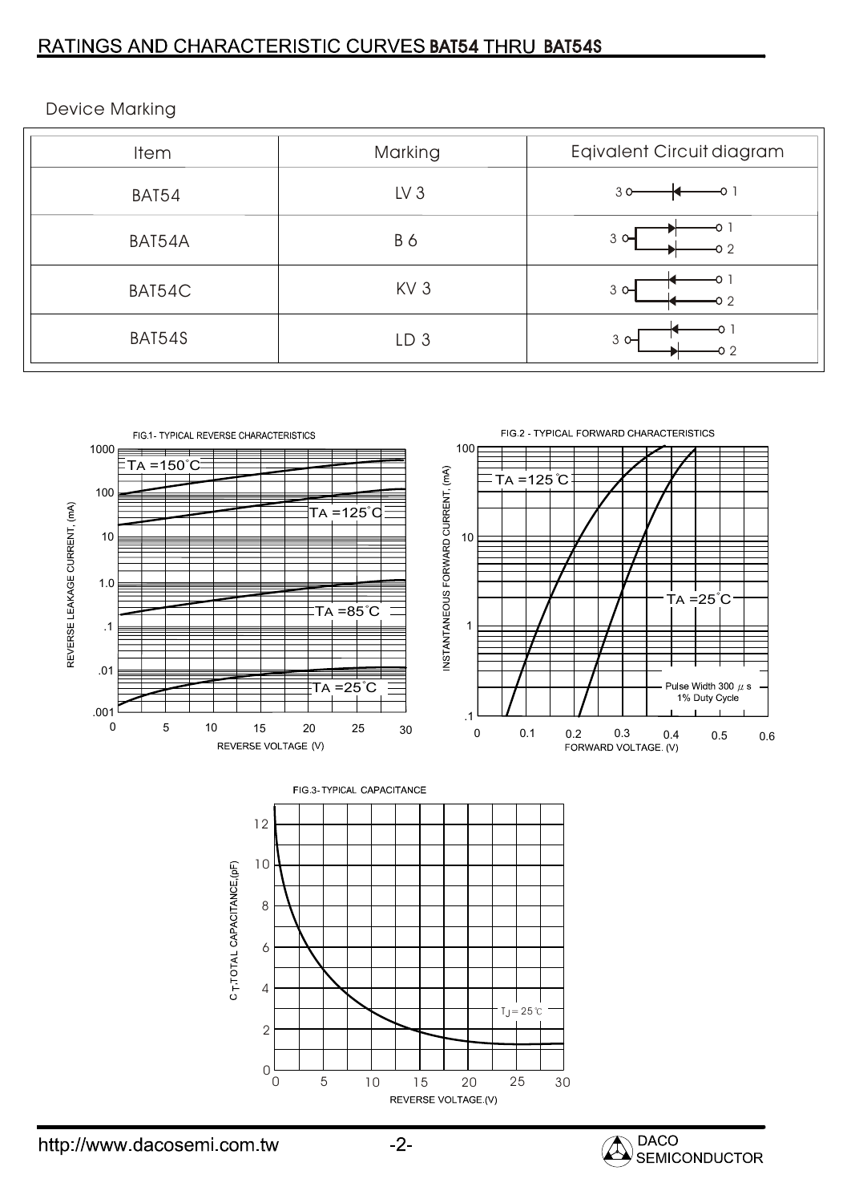## RATINGS AND CHARACTERISTIC CURVES BAT54 THRU BAT54S

Device Marking

| Item | Marking | Eqivalent Circuit diagram |
|---|---|---|
| BAT54 | LV 3 | 3 — 1 |
| BAT54A | B 6 | 3 — 1, 2 |
| BAT54C | KV 3 | 3 — 1, 2 |
| BAT54S | LD 3 | 3 — 1, 2 |

FIG.1- TYPICAL REVERSE CHARACTERISTICS

FIG.2 - TYPICAL FORWARD CHARACTERISTICS

FIG.3- TYPICAL CAPACITANCE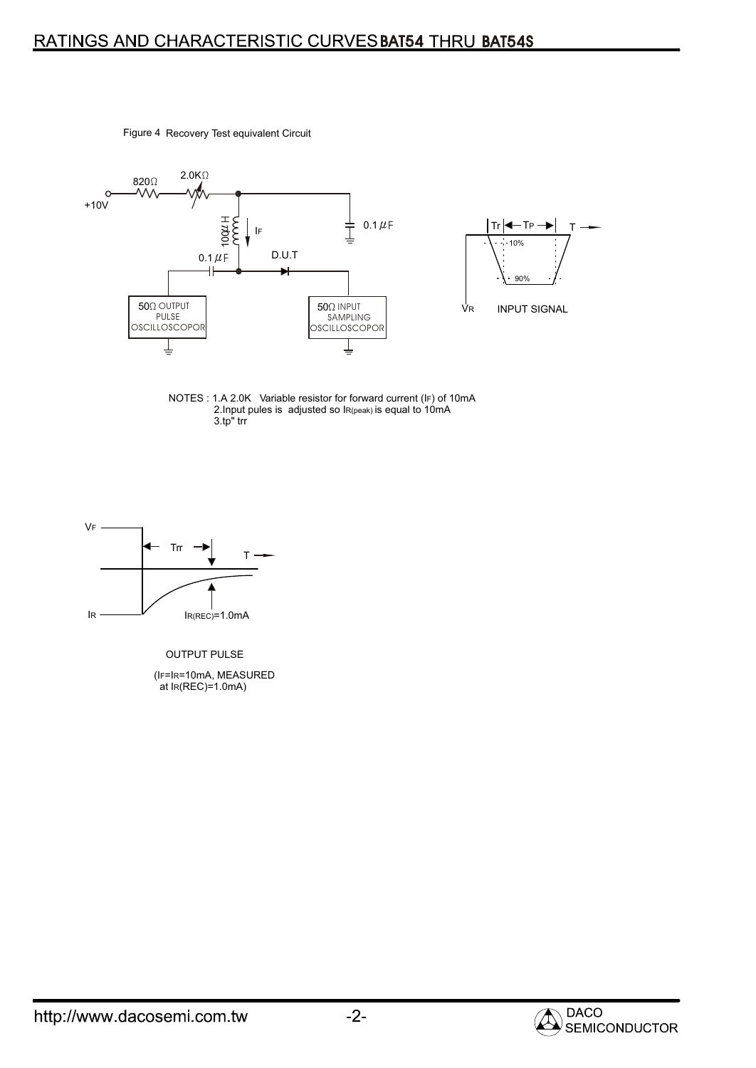## RATINGS AND CHARACTERISTIC CURVES BAT54 THRU BAT54S

Figure 4 Recovery Test equivalent Circuit

820Ω
2.0KΩ
+10V
100μH
$I_F$
0.1μF
0.1μF
D.U.T
50Ω OUTPUT PULSE OSCILLOSCOPOR
50Ω INPUT SAMPLING OSCILLOSCOPOR

Tr
TP
T
10%
90%
$V_R$
INPUT SIGNAL

NOTES : 1.A 2.0K Variable resistor for forward current ($I_F$) of 10mA
2.Input pules is adjusted so $I_{R(peak)}$ is equal to 10mA
3.tp" trr

$V_F$
Trr
T
$I_R$
$I_{R(REC)}$=1.0mA

OUTPUT PULSE

($I_F$=$I_R$=10mA, MEASURED at $I_R$(REC)=1.0mA)